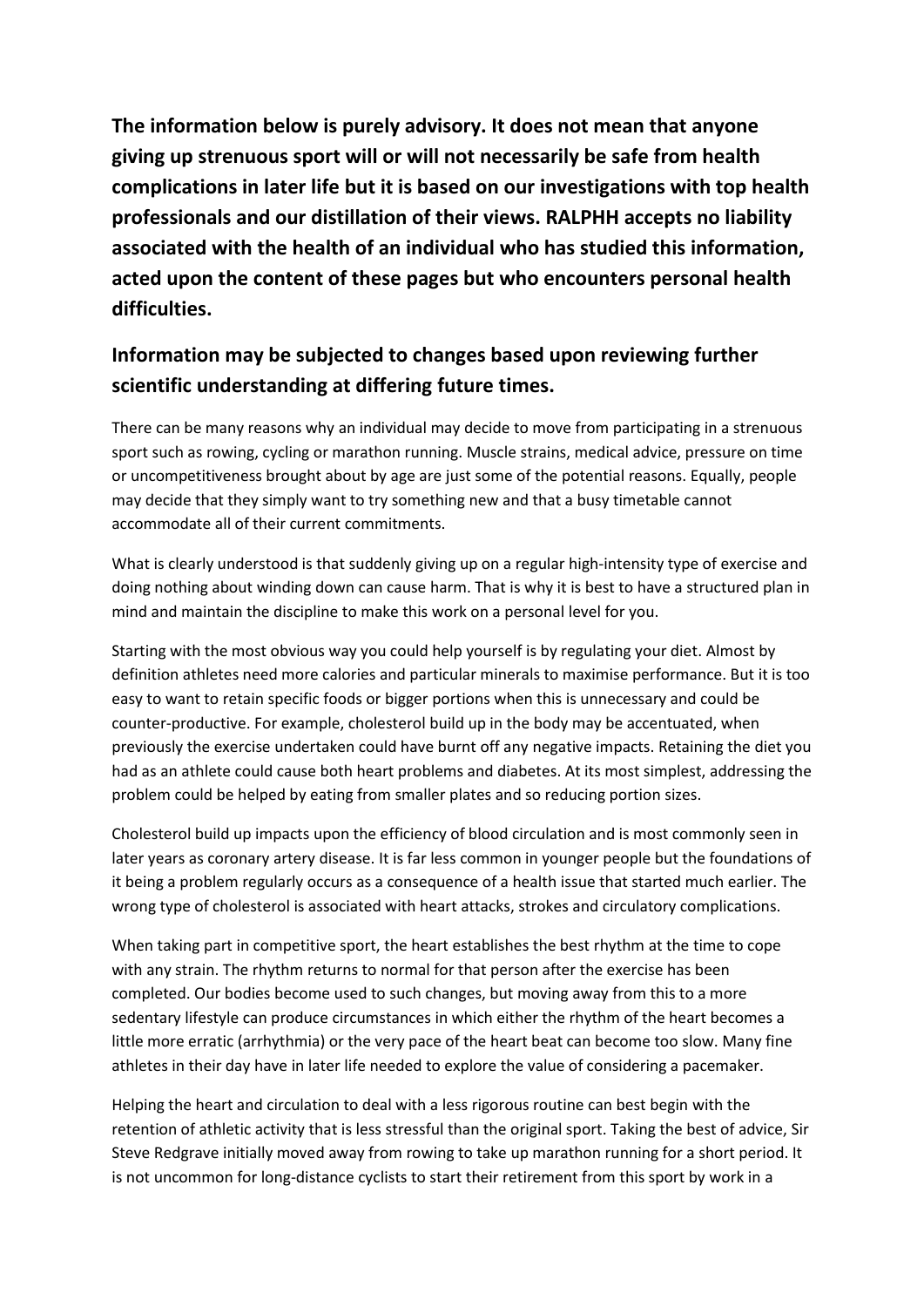**The information below is purely advisory. It does not mean that anyone giving up strenuous sport will or will not necessarily be safe from health complications in later life but it is based on our investigations with top health professionals and our distillation of their views. RALPHH accepts no liability associated with the health of an individual who has studied this information, acted upon the content of these pages but who encounters personal health difficulties.**

## Information may be subjected to changes based upon reviewing further scientific understanding at differing future times.

There can be many reasons why an individual may decide to move from participating in a strenuous sport such as rowing, cycling or marathon running. Muscle strains, medical advice, pressure on time or uncompetitiveness brought about by age are just some of the potential reasons. Equally, people may decide that they simply want to try something new and that a busy timetable cannot accommodate all of their current commitments.

What is clearly understood is that suddenly giving up on a regular high-intensity type of exercise and doing nothing about winding down can cause harm. That is why it is best to have a structured plan in mind and maintain the discipline to make this work on a personal level for you.

Starting with the most obvious way you could help yourself is by regulating your diet. Almost by definition athletes need more calories and particular minerals to maximise performance. But it is too easy to want to retain specific foods or bigger portions when this is unnecessary and could be counter-productive. For example, cholesterol build up in the body may be accentuated, when previously the exercise undertaken could have burnt off any negative impacts. Retaining the diet you had as an athlete could cause both heart problems and diabetes. At its most simplest, addressing the problem could be helped by eating from smaller plates and so reducing portion sizes.

Cholesterol build up impacts upon the efficiency of blood circulation and is most commonly seen in later years as coronary artery disease. It is far less common in younger people but the foundations of it being a problem regularly occurs as a consequence of a health issue that started much earlier. The wrong type of cholesterol is associated with heart attacks, strokes and circulatory complications.

When taking part in competitive sport, the heart establishes the best rhythm at the time to cope with any strain. The rhythm returns to normal for that person after the exercise has been completed. Our bodies become used to such changes, but moving away from this to a more sedentary lifestyle can produce circumstances in which either the rhythm of the heart becomes a little more erratic (arrhythmia) or the very pace of the heart beat can become too slow. Many fine athletes in their day have in later life needed to explore the value of considering a pacemaker.

Helping the heart and circulation to deal with a less rigorous routine can best begin with the retention of athletic activity that is less stressful than the original sport. Taking the best of advice, Sir Steve Redgrave initially moved away from rowing to take up marathon running for a short period. It is not uncommon for long-distance cyclists to start their retirement from this sport by work in a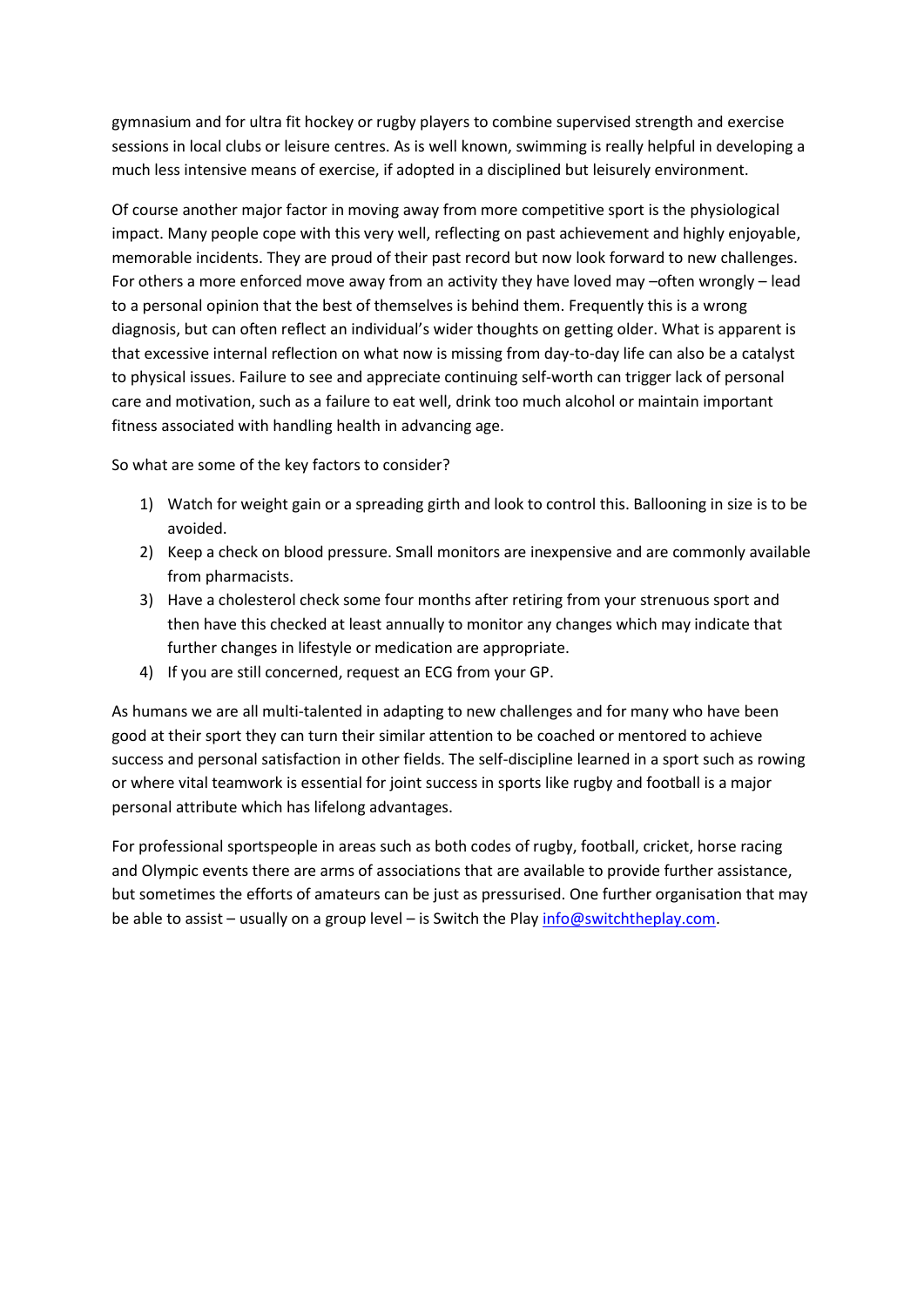gymnasium and for ultra fit hockey or rugby players to combine supervised strength and exercise sessions in local clubs or leisure centres. As is well known, swimming is really helpful in developing a much less intensive means of exercise, if adopted in a disciplined but leisurely environment.

Of course another major factor in moving away from more competitive sport is the physiological impact. Many people cope with this very well, reflecting on past achievement and highly enjoyable, memorable incidents. They are proud of their past record but now look forward to new challenges. For others a more enforced move away from an activity they have loved may –often wrongly – lead to a personal opinion that the best of themselves is behind them. Frequently this is a wrong diagnosis, but can often reflect an individual's wider thoughts on getting older. What is apparent is that excessive internal reflection on what now is missing from day-to-day life can also be a catalyst to physical issues. Failure to see and appreciate continuing self-worth can trigger lack of personal care and motivation, such as a failure to eat well, drink too much alcohol or maintain important fitness associated with handling health in advancing age.

So what are some of the key factors to consider?

1) Watch for weight gain or a spreading girth and look to control this. Ballooning in size is to be avoided.
2) Keep a check on blood pressure. Small monitors are inexpensive and are commonly available from pharmacists.
3) Have a cholesterol check some four months after retiring from your strenuous sport and then have this checked at least annually to monitor any changes which may indicate that further changes in lifestyle or medication are appropriate.
4) If you are still concerned, request an ECG from your GP.

As humans we are all multi-talented in adapting to new challenges and for many who have been good at their sport they can turn their similar attention to be coached or mentored to achieve success and personal satisfaction in other fields. The self-discipline learned in a sport such as rowing or where vital teamwork is essential for joint success in sports like rugby and football is a major personal attribute which has lifelong advantages.

For professional sportspeople in areas such as both codes of rugby, football, cricket, horse racing and Olympic events there are arms of associations that are available to provide further assistance, but sometimes the efforts of amateurs can be just as pressurised. One further organisation that may be able to assist – usually on a group level – is Switch the Play info@switchtheplay.com.